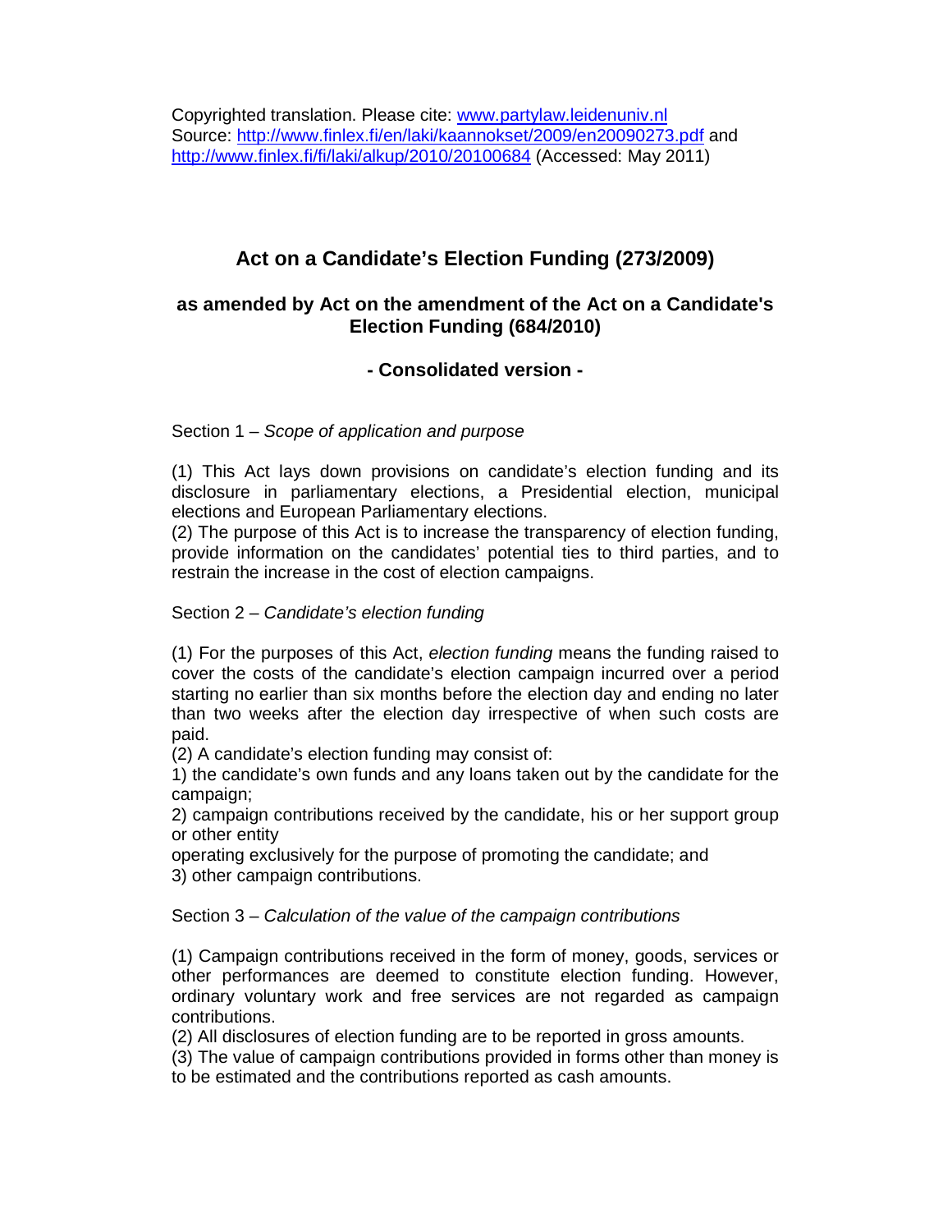Copyrighted translation. Please cite: [www.partylaw.leidenuniv.nl](www.partylaw.leidenuniv.nl)
Source: [http://www.finlex.fi/en/laki/kaannokset/2009/en20090273.pdf](http://www.finlex.fi/en/laki/kaannokset/2009/en20090273.pdf) and [http://www.finlex.fi/fi/laki/alkup/2010/20100684](http://www.finlex.fi/fi/laki/alkup/2010/20100684) (Accessed: May 2011)

# Act on a Candidate's Election Funding (273/2009)

## as amended by Act on the amendment of the Act on a Candidate's Election Funding (684/2010)

## - Consolidated version -

Section 1 – *Scope of application and purpose*

(1) This Act lays down provisions on candidate's election funding and its disclosure in parliamentary elections, a Presidential election, municipal elections and European Parliamentary elections.
(2) The purpose of this Act is to increase the transparency of election funding, provide information on the candidates' potential ties to third parties, and to restrain the increase in the cost of election campaigns.

Section 2 – *Candidate's election funding*

(1) For the purposes of this Act, *election funding* means the funding raised to cover the costs of the candidate's election campaign incurred over a period starting no earlier than six months before the election day and ending no later than two weeks after the election day irrespective of when such costs are paid.
(2) A candidate's election funding may consist of:
1) the candidate's own funds and any loans taken out by the candidate for the campaign;
2) campaign contributions received by the candidate, his or her support group or other entity
operating exclusively for the purpose of promoting the candidate; and
3) other campaign contributions.

Section 3 – *Calculation of the value of the campaign contributions*

(1) Campaign contributions received in the form of money, goods, services or other performances are deemed to constitute election funding. However, ordinary voluntary work and free services are not regarded as campaign contributions.
(2) All disclosures of election funding are to be reported in gross amounts.
(3) The value of campaign contributions provided in forms other than money is to be estimated and the contributions reported as cash amounts.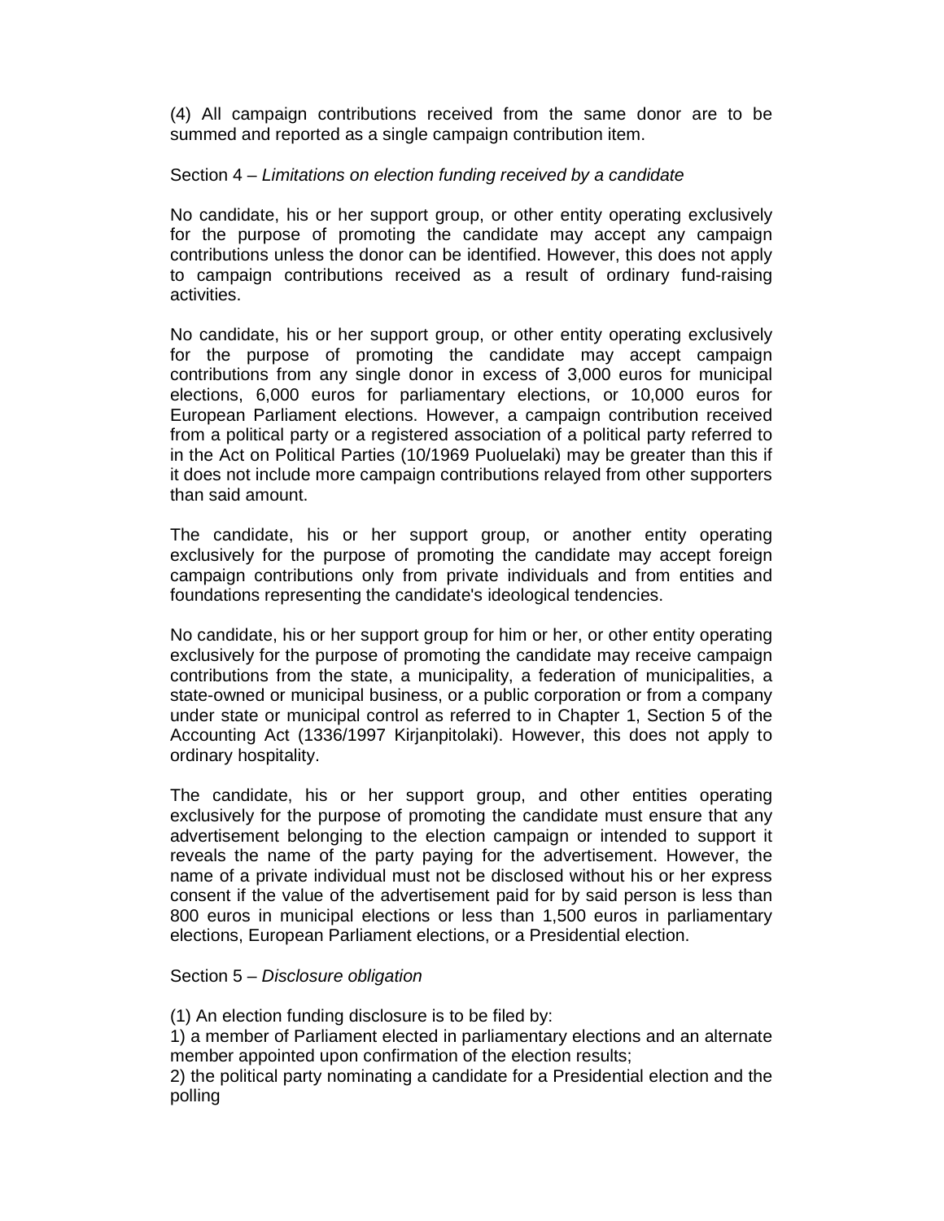(4) All campaign contributions received from the same donor are to be summed and reported as a single campaign contribution item.

Section 4 – *Limitations on election funding received by a candidate*

No candidate, his or her support group, or other entity operating exclusively for the purpose of promoting the candidate may accept any campaign contributions unless the donor can be identified. However, this does not apply to campaign contributions received as a result of ordinary fund-raising activities.

No candidate, his or her support group, or other entity operating exclusively for the purpose of promoting the candidate may accept campaign contributions from any single donor in excess of 3,000 euros for municipal elections, 6,000 euros for parliamentary elections, or 10,000 euros for European Parliament elections. However, a campaign contribution received from a political party or a registered association of a political party referred to in the Act on Political Parties (10/1969 Puoluelaki) may be greater than this if it does not include more campaign contributions relayed from other supporters than said amount.

The candidate, his or her support group, or another entity operating exclusively for the purpose of promoting the candidate may accept foreign campaign contributions only from private individuals and from entities and foundations representing the candidate's ideological tendencies.

No candidate, his or her support group for him or her, or other entity operating exclusively for the purpose of promoting the candidate may receive campaign contributions from the state, a municipality, a federation of municipalities, a state-owned or municipal business, or a public corporation or from a company under state or municipal control as referred to in Chapter 1, Section 5 of the Accounting Act (1336/1997 Kirjanpitolaki). However, this does not apply to ordinary hospitality.

The candidate, his or her support group, and other entities operating exclusively for the purpose of promoting the candidate must ensure that any advertisement belonging to the election campaign or intended to support it reveals the name of the party paying for the advertisement. However, the name of a private individual must not be disclosed without his or her express consent if the value of the advertisement paid for by said person is less than 800 euros in municipal elections or less than 1,500 euros in parliamentary elections, European Parliament elections, or a Presidential election.

Section 5 – *Disclosure obligation*

(1) An election funding disclosure is to be filed by:
1) a member of Parliament elected in parliamentary elections and an alternate member appointed upon confirmation of the election results;
2) the political party nominating a candidate for a Presidential election and the polling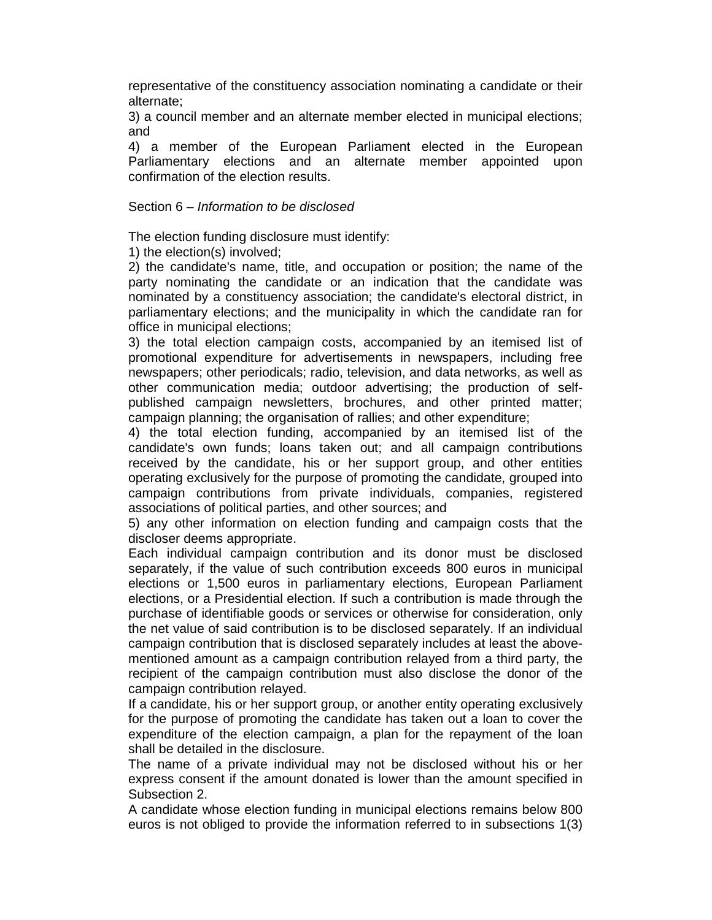representative of the constituency association nominating a candidate or their alternate;

3) a council member and an alternate member elected in municipal elections; and

4) a member of the European Parliament elected in the European Parliamentary elections and an alternate member appointed upon confirmation of the election results.

Section 6 – *Information to be disclosed*

The election funding disclosure must identify:

1) the election(s) involved;

2) the candidate's name, title, and occupation or position; the name of the party nominating the candidate or an indication that the candidate was nominated by a constituency association; the candidate's electoral district, in parliamentary elections; and the municipality in which the candidate ran for office in municipal elections;

3) the total election campaign costs, accompanied by an itemised list of promotional expenditure for advertisements in newspapers, including free newspapers; other periodicals; radio, television, and data networks, as well as other communication media; outdoor advertising; the production of self-published campaign newsletters, brochures, and other printed matter; campaign planning; the organisation of rallies; and other expenditure;

4) the total election funding, accompanied by an itemised list of the candidate's own funds; loans taken out; and all campaign contributions received by the candidate, his or her support group, and other entities operating exclusively for the purpose of promoting the candidate, grouped into campaign contributions from private individuals, companies, registered associations of political parties, and other sources; and

5) any other information on election funding and campaign costs that the discloser deems appropriate.

Each individual campaign contribution and its donor must be disclosed separately, if the value of such contribution exceeds 800 euros in municipal elections or 1,500 euros in parliamentary elections, European Parliament elections, or a Presidential election. If such a contribution is made through the purchase of identifiable goods or services or otherwise for consideration, only the net value of said contribution is to be disclosed separately. If an individual campaign contribution that is disclosed separately includes at least the above-mentioned amount as a campaign contribution relayed from a third party, the recipient of the campaign contribution must also disclose the donor of the campaign contribution relayed.

If a candidate, his or her support group, or another entity operating exclusively for the purpose of promoting the candidate has taken out a loan to cover the expenditure of the election campaign, a plan for the repayment of the loan shall be detailed in the disclosure.

The name of a private individual may not be disclosed without his or her express consent if the amount donated is lower than the amount specified in Subsection 2.

A candidate whose election funding in municipal elections remains below 800 euros is not obliged to provide the information referred to in subsections 1(3)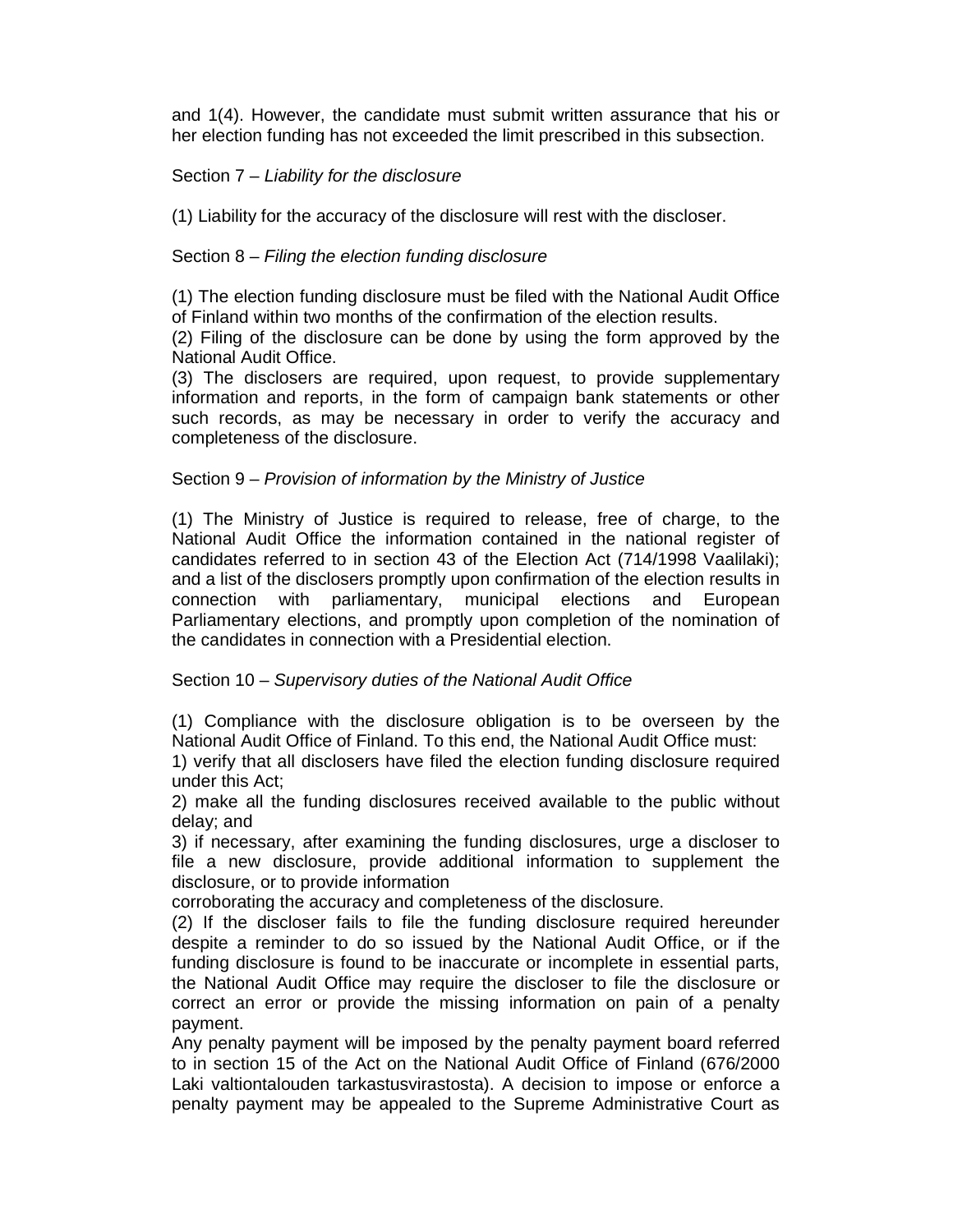and 1(4). However, the candidate must submit written assurance that his or her election funding has not exceeded the limit prescribed in this subsection.

Section 7 – *Liability for the disclosure*

(1) Liability for the accuracy of the disclosure will rest with the discloser.

Section 8 – *Filing the election funding disclosure*

(1) The election funding disclosure must be filed with the National Audit Office of Finland within two months of the confirmation of the election results.
(2) Filing of the disclosure can be done by using the form approved by the National Audit Office.
(3) The disclosers are required, upon request, to provide supplementary information and reports, in the form of campaign bank statements or other such records, as may be necessary in order to verify the accuracy and completeness of the disclosure.

Section 9 – *Provision of information by the Ministry of Justice*

(1) The Ministry of Justice is required to release, free of charge, to the National Audit Office the information contained in the national register of candidates referred to in section 43 of the Election Act (714/1998 Vaalilaki); and a list of the disclosers promptly upon confirmation of the election results in connection with parliamentary, municipal elections and European Parliamentary elections, and promptly upon completion of the nomination of the candidates in connection with a Presidential election.

Section 10 – *Supervisory duties of the National Audit Office*

(1) Compliance with the disclosure obligation is to be overseen by the National Audit Office of Finland. To this end, the National Audit Office must:
1) verify that all disclosers have filed the election funding disclosure required under this Act;
2) make all the funding disclosures received available to the public without delay; and
3) if necessary, after examining the funding disclosures, urge a discloser to file a new disclosure, provide additional information to supplement the disclosure, or to provide information
corroborating the accuracy and completeness of the disclosure.
(2) If the discloser fails to file the funding disclosure required hereunder despite a reminder to do so issued by the National Audit Office, or if the funding disclosure is found to be inaccurate or incomplete in essential parts, the National Audit Office may require the discloser to file the disclosure or correct an error or provide the missing information on pain of a penalty payment.
Any penalty payment will be imposed by the penalty payment board referred to in section 15 of the Act on the National Audit Office of Finland (676/2000 Laki valtiontalouden tarkastusvirastosta). A decision to impose or enforce a penalty payment may be appealed to the Supreme Administrative Court as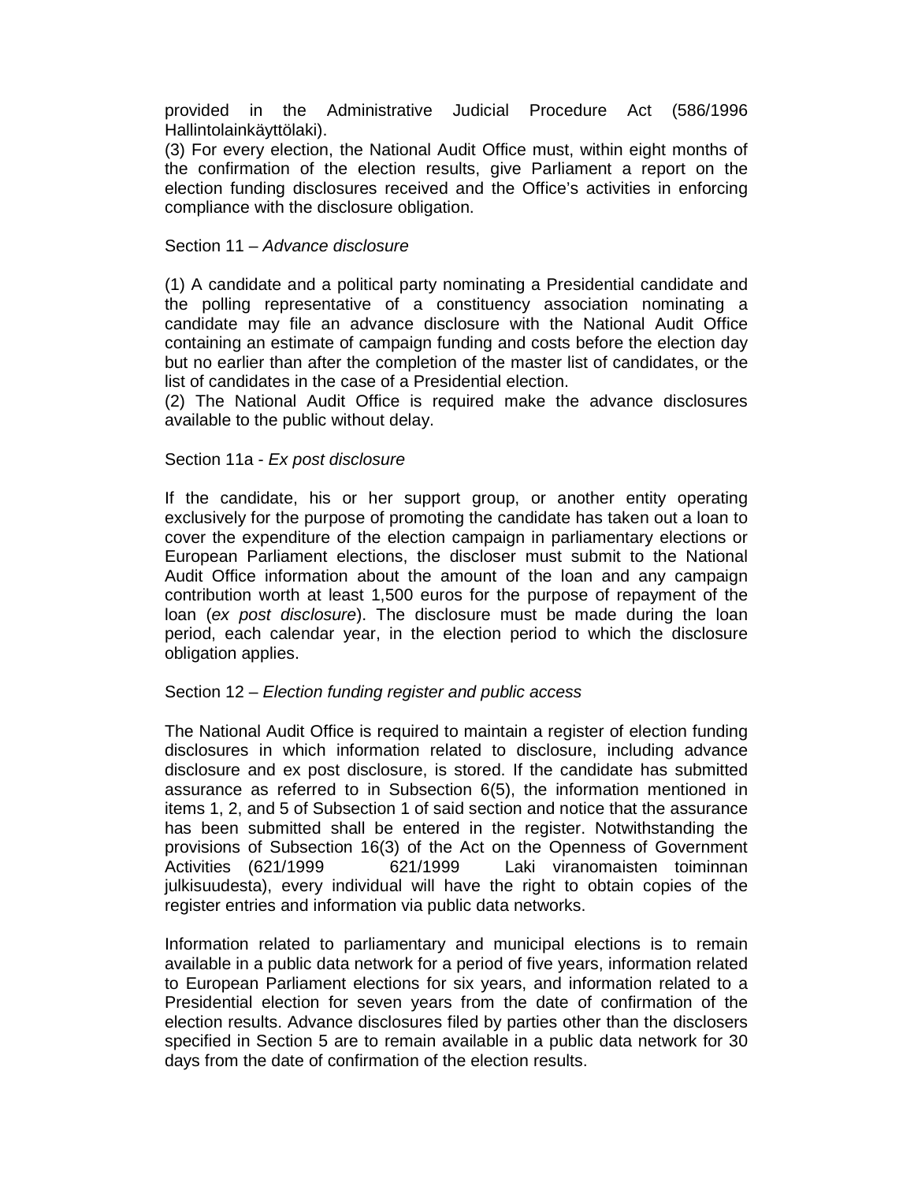provided in the Administrative Judicial Procedure Act (586/1996 Hallintolainkäyttölaki).

(3) For every election, the National Audit Office must, within eight months of the confirmation of the election results, give Parliament a report on the election funding disclosures received and the Office's activities in enforcing compliance with the disclosure obligation.

Section 11 – *Advance disclosure*

(1) A candidate and a political party nominating a Presidential candidate and the polling representative of a constituency association nominating a candidate may file an advance disclosure with the National Audit Office containing an estimate of campaign funding and costs before the election day but no earlier than after the completion of the master list of candidates, or the list of candidates in the case of a Presidential election.

(2) The National Audit Office is required make the advance disclosures available to the public without delay.

Section 11a - *Ex post disclosure*

If the candidate, his or her support group, or another entity operating exclusively for the purpose of promoting the candidate has taken out a loan to cover the expenditure of the election campaign in parliamentary elections or European Parliament elections, the discloser must submit to the National Audit Office information about the amount of the loan and any campaign contribution worth at least 1,500 euros for the purpose of repayment of the loan (*ex post disclosure*). The disclosure must be made during the loan period, each calendar year, in the election period to which the disclosure obligation applies.

Section 12 – *Election funding register and public access*

The National Audit Office is required to maintain a register of election funding disclosures in which information related to disclosure, including advance disclosure and ex post disclosure, is stored. If the candidate has submitted assurance as referred to in Subsection 6(5), the information mentioned in items 1, 2, and 5 of Subsection 1 of said section and notice that the assurance has been submitted shall be entered in the register. Notwithstanding the provisions of Subsection 16(3) of the Act on the Openness of Government Activities (621/1999 621/1999 Laki viranomaisten toiminnan julkisuudesta), every individual will have the right to obtain copies of the register entries and information via public data networks.

Information related to parliamentary and municipal elections is to remain available in a public data network for a period of five years, information related to European Parliament elections for six years, and information related to a Presidential election for seven years from the date of confirmation of the election results. Advance disclosures filed by parties other than the disclosers specified in Section 5 are to remain available in a public data network for 30 days from the date of confirmation of the election results.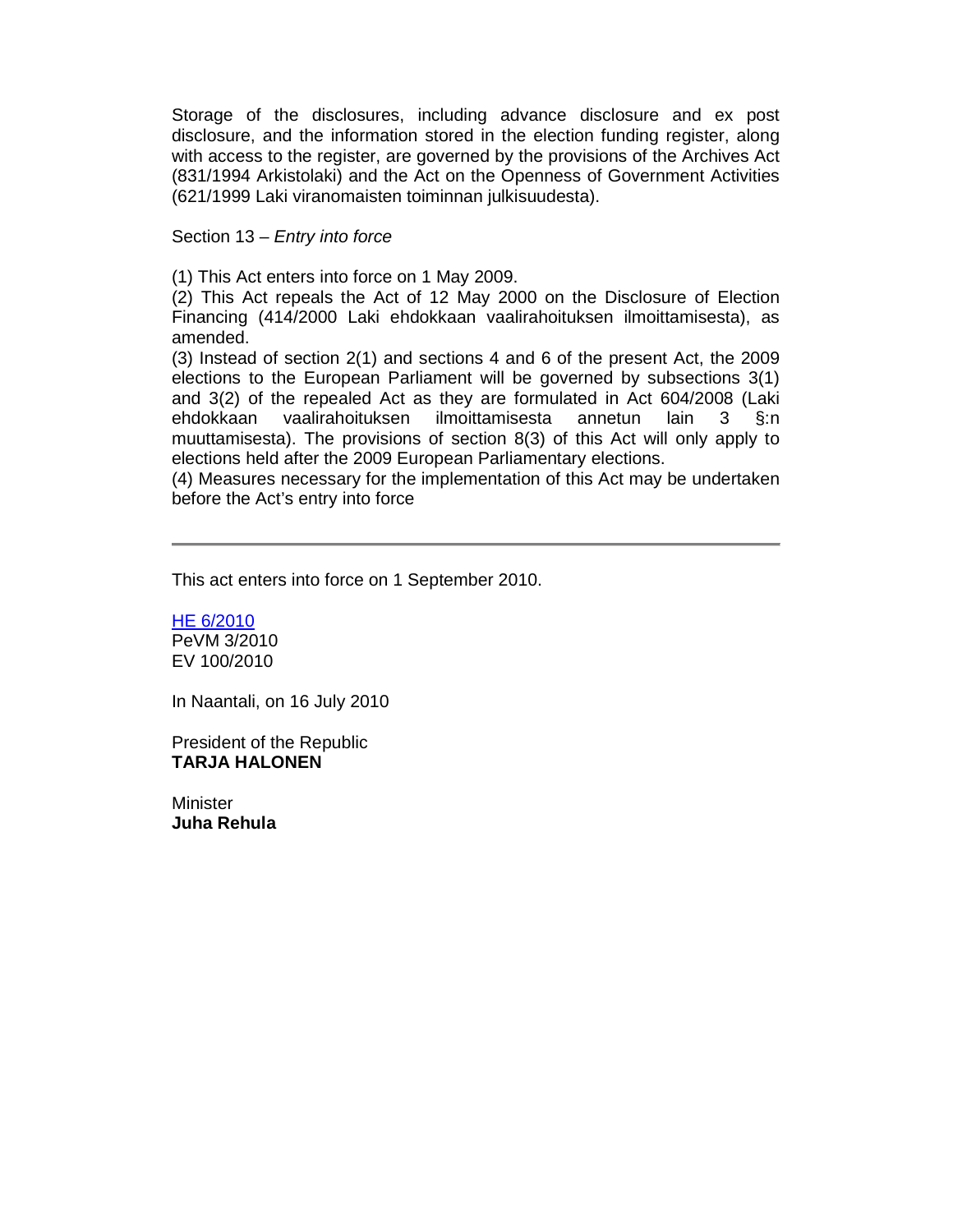Storage of the disclosures, including advance disclosure and ex post disclosure, and the information stored in the election funding register, along with access to the register, are governed by the provisions of the Archives Act (831/1994 Arkistolaki) and the Act on the Openness of Government Activities (621/1999 Laki viranomaisten toiminnan julkisuudesta).

Section 13 – *Entry into force*

(1) This Act enters into force on 1 May 2009.
(2) This Act repeals the Act of 12 May 2000 on the Disclosure of Election Financing (414/2000 Laki ehdokkaan vaalirahoituksen ilmoittamisesta), as amended.
(3) Instead of section 2(1) and sections 4 and 6 of the present Act, the 2009 elections to the European Parliament will be governed by subsections 3(1) and 3(2) of the repealed Act as they are formulated in Act 604/2008 (Laki ehdokkaan vaalirahoituksen ilmoittamisesta annetun lain 3 §:n muuttamisesta). The provisions of section 8(3) of this Act will only apply to elections held after the 2009 European Parliamentary elections.
(4) Measures necessary for the implementation of this Act may be undertaken before the Act's entry into force

---

This act enters into force on 1 September 2010.

HE 6/2010
PeVM 3/2010
EV 100/2010

In Naantali, on 16 July 2010

President of the Republic
**TARJA HALONEN**

Minister
**Juha Rehula**